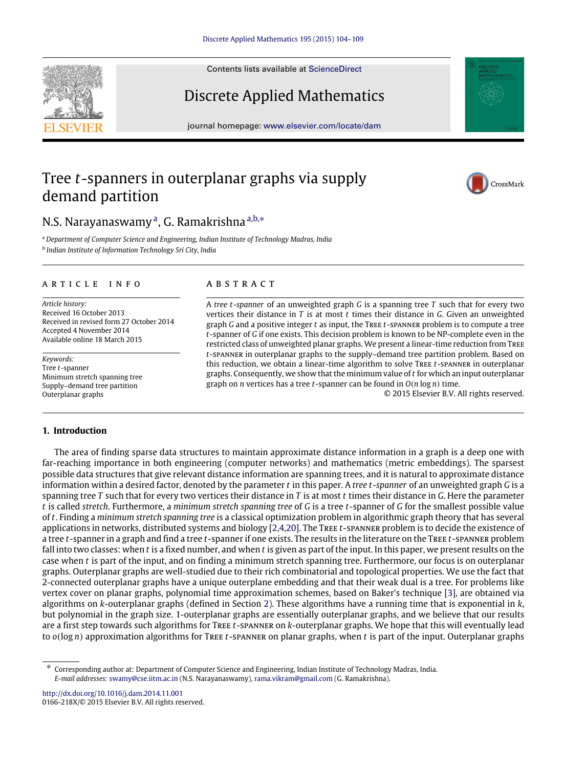Contents lists available at ScienceDirect

# Discrete Applied Mathematics

journal homepage: www.elsevier.com/locate/dam

# Tree $t$-spanners in outerplanar graphs via supply demand partition

N.S. Narayanaswamy [a], G. Ramakrishna [a,b,∗]

[a] Department of Computer Science and Engineering, Indian Institute of Technology Madras, India
[b] Indian Institute of Information Technology Sri City, India

## ARTICLE INFO

*Article history:*
Received 16 October 2013
Received in revised form 27 October 2014
Accepted 4 November 2014
Available online 18 March 2015

*Keywords:*
Tree $t$-spanner
Minimum stretch spanning tree
Supply–demand tree partition
Outerplanar graphs

## ABSTRACT

A *tree $t$-spanner* of an unweighted graph $G$ is a spanning tree $T$ such that for every two vertices their distance in $T$ is at most $t$ times their distance in $G$. Given an unweighted graph $G$ and a positive integer $t$ as input, the Tree $t$-spanner problem is to compute a tree $t$-spanner of $G$ if one exists. This decision problem is known to be NP-complete even in the restricted class of unweighted planar graphs. We present a linear-time reduction from Tree $t$-spanner in outerplanar graphs to the supply–demand tree partition problem. Based on this reduction, we obtain a linear-time algorithm to solve Tree $t$-spanner in outerplanar graphs. Consequently, we show that the minimum value of $t$ for which an input outerplanar graph on $n$ vertices has a tree $t$-spanner can be found in $O(n \log n)$ time.

© 2015 Elsevier B.V. All rights reserved.

## 1. Introduction

The area of finding sparse data structures to maintain approximate distance information in a graph is a deep one with far-reaching importance in both engineering (computer networks) and mathematics (metric embeddings). The sparsest possible data structures that give relevant distance information are spanning trees, and it is natural to approximate distance information within a desired factor, denoted by the parameter $t$ in this paper. A *tree $t$-spanner* of an unweighted graph $G$ is a spanning tree $T$ such that for every two vertices their distance in $T$ is at most $t$ times their distance in $G$. Here the parameter $t$ is called *stretch*. Furthermore, a *minimum stretch spanning tree* of $G$ is a tree $t$-spanner of $G$ for the smallest possible value of $t$. Finding a *minimum stretch spanning tree* is a classical optimization problem in algorithmic graph theory that has several applications in networks, distributed systems and biology [2,4,20]. The Tree $t$-spanner problem is to decide the existence of a tree $t$-spanner in a graph and find a tree $t$-spanner if one exists. The results in the literature on the Tree $t$-spanner problem fall into two classes: when $t$ is a fixed number, and when $t$ is given as part of the input. In this paper, we present results on the case when $t$ is part of the input, and on finding a minimum stretch spanning tree. Furthermore, our focus is on outerplanar graphs. Outerplanar graphs are well-studied due to their rich combinatorial and topological properties. We use the fact that 2-connected outerplanar graphs have a unique outerplane embedding and that their weak dual is a tree. For problems like vertex cover on planar graphs, polynomial time approximation schemes, based on Baker's technique [3], are obtained via algorithms on $k$-outerplanar graphs (defined in Section 2). These algorithms have a running time that is exponential in $k$, but polynomial in the graph size. 1-outerplanar graphs are essentially outerplanar graphs, and we believe that our results are a first step towards such algorithms for Tree $t$-spanner on $k$-outerplanar graphs. We hope that this will eventually lead to $o(\log n)$ approximation algorithms for Tree $t$-spanner on planar graphs, when $t$ is part of the input. Outerplanar graphs

∗ Corresponding author at: Department of Computer Science and Engineering, Indian Institute of Technology Madras, India.
*E-mail addresses:* swamy@cse.iitm.ac.in (N.S. Narayanaswamy), rama.vikram@gmail.com (G. Ramakrishna).

http://dx.doi.org/10.1016/j.dam.2014.11.001
0166-218X/© 2015 Elsevier B.V. All rights reserved.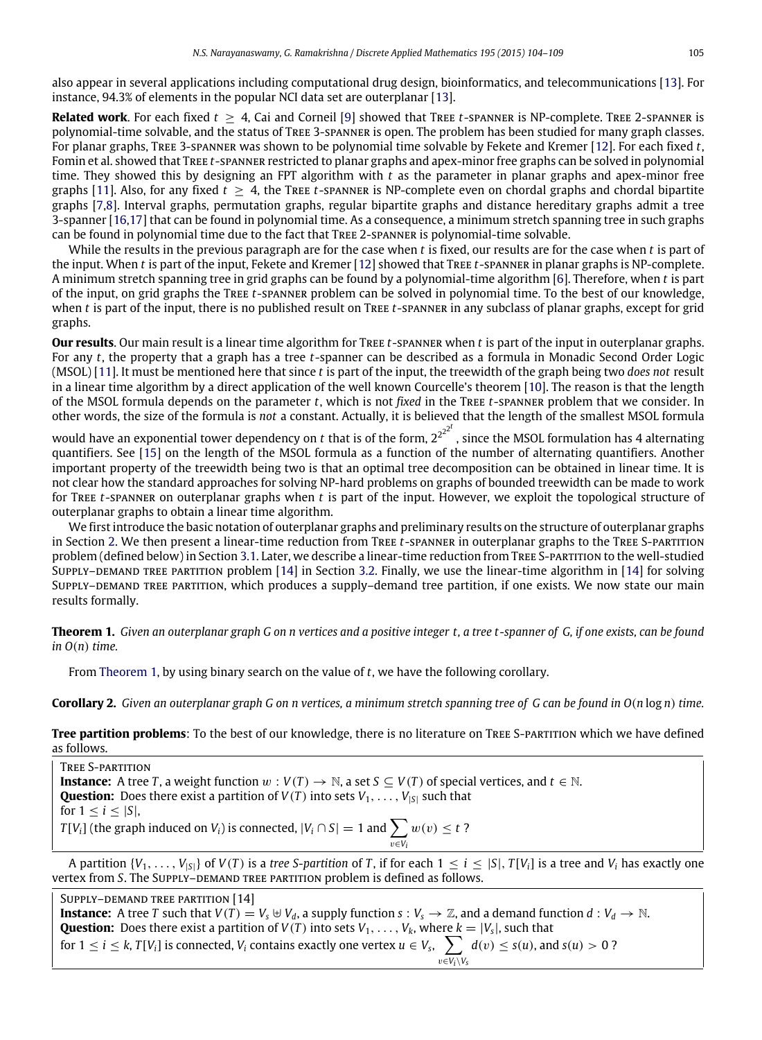also appear in several applications including computational drug design, bioinformatics, and telecommunications [13]. For instance, 94.3% of elements in the popular NCI data set are outerplanar [13].

**Related work**. For each fixed $t \geq 4$, Cai and Corneil [9] showed that Tree $t$-spanner is NP-complete. Tree 2-spanner is polynomial-time solvable, and the status of Tree 3-spanner is open. The problem has been studied for many graph classes. For planar graphs, Tree 3-spanner was shown to be polynomial time solvable by Fekete and Kremer [12]. For each fixed $t$, Fomin et al. showed that Tree $t$-spanner restricted to planar graphs and apex-minor free graphs can be solved in polynomial time. They showed this by designing an FPT algorithm with $t$ as the parameter in planar graphs and apex-minor free graphs [11]. Also, for any fixed $t \geq 4$, the Tree $t$-spanner is NP-complete even on chordal graphs and chordal bipartite graphs [7,8]. Interval graphs, permutation graphs, regular bipartite graphs and distance hereditary graphs admit a tree 3-spanner [16,17] that can be found in polynomial time. As a consequence, a minimum stretch spanning tree in such graphs can be found in polynomial time due to the fact that Tree 2-spanner is polynomial-time solvable.

While the results in the previous paragraph are for the case when $t$ is fixed, our results are for the case when $t$ is part of the input. When $t$ is part of the input, Fekete and Kremer [12] showed that Tree $t$-spanner in planar graphs is NP-complete. A minimum stretch spanning tree in grid graphs can be found by a polynomial-time algorithm [6]. Therefore, when $t$ is part of the input, on grid graphs the Tree $t$-spanner problem can be solved in polynomial time. To the best of our knowledge, when $t$ is part of the input, there is no published result on Tree $t$-spanner in any subclass of planar graphs, except for grid graphs.

**Our results**. Our main result is a linear time algorithm for Tree $t$-spanner when $t$ is part of the input in outerplanar graphs. For any $t$, the property that a graph has a tree $t$-spanner can be described as a formula in Monadic Second Order Logic (MSOL) [11]. It must be mentioned here that since $t$ is part of the input, the treewidth of the graph being two *does not* result in a linear time algorithm by a direct application of the well known Courcelle's theorem [10]. The reason is that the length of the MSOL formula depends on the parameter $t$, which is not *fixed* in the Tree $t$-spanner problem that we consider. In other words, the size of the formula is *not* a constant. Actually, it is believed that the length of the smallest MSOL formula would have an exponential tower dependency on $t$ that is of the form, $2^{2^{2^{2^t}}}$, since the MSOL formulation has 4 alternating quantifiers. See [15] on the length of the MSOL formula as a function of the number of alternating quantifiers. Another important property of the treewidth being two is that an optimal tree decomposition can be obtained in linear time. It is not clear how the standard approaches for solving NP-hard problems on graphs of bounded treewidth can be made to work for Tree $t$-spanner on outerplanar graphs when $t$ is part of the input. However, we exploit the topological structure of outerplanar graphs to obtain a linear time algorithm.

We first introduce the basic notation of outerplanar graphs and preliminary results on the structure of outerplanar graphs in Section 2. We then present a linear-time reduction from Tree $t$-spanner in outerplanar graphs to the Tree S-partition problem (defined below) in Section 3.1. Later, we describe a linear-time reduction from Tree S-partition to the well-studied Supply–demand tree partition problem [14] in Section 3.2. Finally, we use the linear-time algorithm in [14] for solving Supply–demand tree partition, which produces a supply–demand tree partition, if one exists. We now state our main results formally.

**Theorem 1.** *Given an outerplanar graph $G$ on $n$ vertices and a positive integer $t$, a tree $t$-spanner of $G$, if one exists, can be found in $O(n)$ time.*

From Theorem 1, by using binary search on the value of $t$, we have the following corollary.

**Corollary 2.** *Given an outerplanar graph $G$ on $n$ vertices, a minimum stretch spanning tree of $G$ can be found in $O(n \log n)$ time.*

**Tree partition problems**: To the best of our knowledge, there is no literature on Tree S-partition which we have defined as follows.

> Tree S-partition
> **Instance:** A tree $T$, a weight function $w : V(T) \to \mathbb{N}$, a set $S \subseteq V(T)$ of special vertices, and $t \in \mathbb{N}$.
> **Question:** Does there exist a partition of $V(T)$ into sets $V_1, \ldots, V_{|S|}$ such that for $1 \leq i \leq |S|$,
> $T[V_i]$ (the graph induced on $V_i$) is connected, $|V_i \cap S| = 1$ and $\sum_{v \in V_i} w(v) \leq t$ ?

A partition $\{V_1, \ldots, V_{|S|}\}$ of $V(T)$ is a *tree S-partition* of $T$, if for each $1 \leq i \leq |S|$, $T[V_i]$ is a tree and $V_i$ has exactly one vertex from $S$. The Supply–demand tree partition problem is defined as follows.

> Supply–demand tree partition [14]
> **Instance:** A tree $T$ such that $V(T) = V_s \uplus V_d$, a supply function $s : V_s \to \mathbb{Z}$, and a demand function $d : V_d \to \mathbb{N}$.
> **Question:** Does there exist a partition of $V(T)$ into sets $V_1, \ldots, V_k$, where $k = |V_s|$, such that for $1 \leq i \leq k$, $T[V_i]$ is connected, $V_i$ contains exactly one vertex $u \in V_s$, $\sum_{v \in V_i \setminus V_s} d(v) \leq s(u)$, and $s(u) > 0$ ?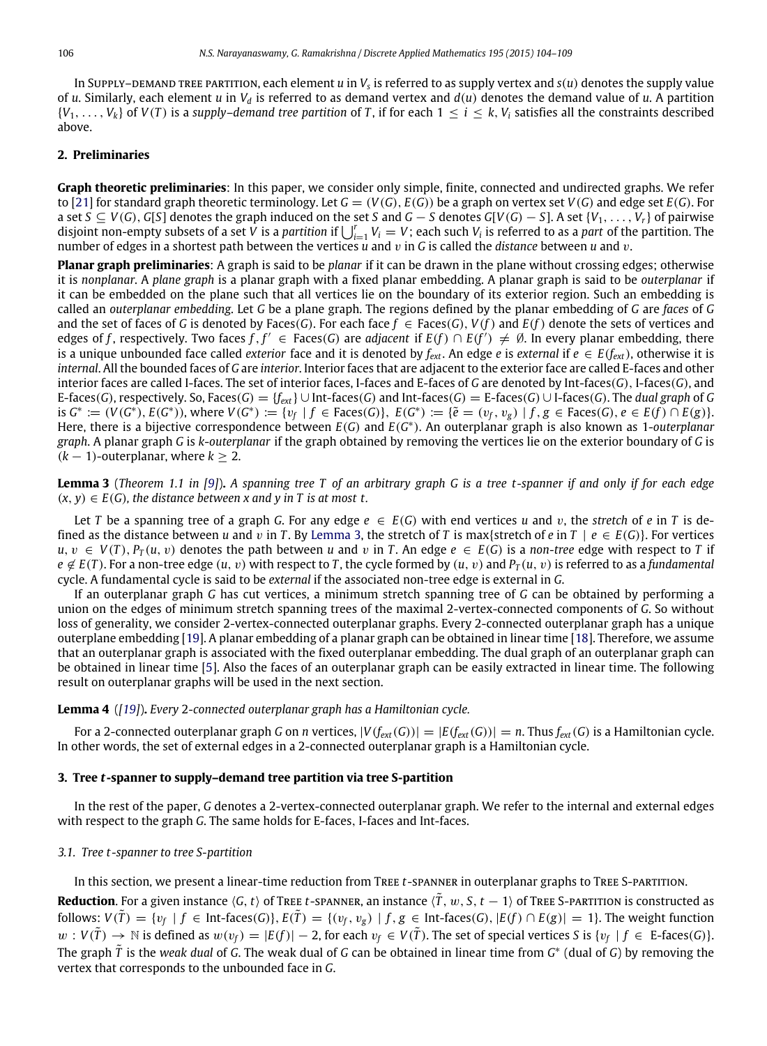In Supply–demand tree partition, each element $u$ in $V_s$ is referred to as supply vertex and $s(u)$ denotes the supply value of $u$. Similarly, each element $u$ in $V_d$ is referred to as demand vertex and $d(u)$ denotes the demand value of $u$. A partition $\{V_1, \ldots, V_k\}$ of $V(T)$ is a *supply–demand tree partition* of $T$, if for each $1 \leq i \leq k$, $V_i$ satisfies all the constraints described above.

## 2. Preliminaries

**Graph theoretic preliminaries**: In this paper, we consider only simple, finite, connected and undirected graphs. We refer to [21] for standard graph theoretic terminology. Let $G = (V(G), E(G))$ be a graph on vertex set $V(G)$ and edge set $E(G)$. For a set $S \subseteq V(G)$, $G[S]$ denotes the graph induced on the set $S$ and $G - S$ denotes $G[V(G) - S]$. A set $\{V_1, \ldots, V_r\}$ of pairwise disjoint non-empty subsets of a set $V$ is a *partition* if $\bigcup_{i=1}^{r} V_i = V$; each such $V_i$ is referred to as a *part* of the partition. The number of edges in a shortest path between the vertices $u$ and $v$ in $G$ is called the *distance* between $u$ and $v$.

**Planar graph preliminaries**: A graph is said to be *planar* if it can be drawn in the plane without crossing edges; otherwise it is *nonplanar*. A *plane graph* is a planar graph with a fixed planar embedding. A planar graph is said to be *outerplanar* if it can be embedded on the plane such that all vertices lie on the boundary of its exterior region. Such an embedding is called an *outerplanar embedding*. Let $G$ be a plane graph. The regions defined by the planar embedding of $G$ are *faces* of $G$ and the set of faces of $G$ is denoted by Faces($G$). For each face $f \in$ Faces($G$), $V(f)$ and $E(f)$ denote the sets of vertices and edges of $f$, respectively. Two faces $f, f' \in$ Faces($G$) are *adjacent* if $E(f) \cap E(f') \neq \emptyset$. In every planar embedding, there is a unique unbounded face called *exterior* face and it is denoted by $f_{ext}$. An edge $e$ is *external* if $e \in E(f_{ext})$, otherwise it is *internal*. All the bounded faces of $G$ are *interior*. Interior faces that are adjacent to the exterior face are called E-faces and other interior faces are called I-faces. The set of interior faces, I-faces and E-faces of $G$ are denoted by Int-faces($G$), I-faces($G$), and E-faces($G$), respectively. So, Faces($G$) $= \{f_{ext}\} \cup$ Int-faces($G$) and Int-faces($G$) $=$ E-faces($G$) $\cup$ I-faces($G$). The *dual graph* of $G$ is $G^* := (V(G^*), E(G^*))$, where $V(G^*) := \{v_f \mid f \in \text{Faces}(G)\}$, $E(G^*) := \{\tilde{e} = (v_f, v_g) \mid f, g \in \text{Faces}(G), e \in E(f) \cap E(g)\}$. Here, there is a bijective correspondence between $E(G)$ and $E(G^*)$. An outerplanar graph is also known as 1-*outerplanar graph*. A planar graph $G$ is $k$-*outerplanar* if the graph obtained by removing the vertices lie on the exterior boundary of $G$ is $(k-1)$-outerplanar, where $k \geq 2$.

**Lemma 3** (*Theorem 1.1 in [9]*). *A spanning tree $T$ of an arbitrary graph $G$ is a tree $t$-spanner if and only if for each edge $(x, y) \in E(G)$, the distance between $x$ and $y$ in $T$ is at most $t$.*

Let $T$ be a spanning tree of a graph $G$. For any edge $e \in E(G)$ with end vertices $u$ and $v$, the *stretch* of $e$ in $T$ is defined as the distance between $u$ and $v$ in $T$. By Lemma 3, the stretch of $T$ is max{stretch of $e$ in $T \mid e \in E(G)$}. For vertices $u, v \in V(T)$, $P_T(u, v)$ denotes the path between $u$ and $v$ in $T$. An edge $e \in E(G)$ is a *non-tree* edge with respect to $T$ if $e \notin E(T)$. For a non-tree edge $(u, v)$ with respect to $T$, the cycle formed by $(u, v)$ and $P_T(u, v)$ is referred to as a *fundamental* cycle. A fundamental cycle is said to be *external* if the associated non-tree edge is external in $G$.

If an outerplanar graph $G$ has cut vertices, a minimum stretch spanning tree of $G$ can be obtained by performing a union on the edges of minimum stretch spanning trees of the maximal 2-vertex-connected components of $G$. So without loss of generality, we consider 2-vertex-connected outerplanar graphs. Every 2-connected outerplanar graph has a unique outerplane embedding [19]. A planar embedding of a planar graph can be obtained in linear time [18]. Therefore, we assume that an outerplanar graph is associated with the fixed outerplanar embedding. The dual graph of an outerplanar graph can be obtained in linear time [5]. Also the faces of an outerplanar graph can be easily extracted in linear time. The following result on outerplanar graphs will be used in the next section.

**Lemma 4** (*[19]*). *Every 2-connected outerplanar graph has a Hamiltonian cycle.*

For a 2-connected outerplanar graph $G$ on $n$ vertices, $|V(f_{ext}(G))| = |E(f_{ext}(G))| = n$. Thus $f_{ext}(G)$ is a Hamiltonian cycle. In other words, the set of external edges in a 2-connected outerplanar graph is a Hamiltonian cycle.

## 3. Tree $t$-spanner to supply–demand tree partition via tree S-partition

In the rest of the paper, $G$ denotes a 2-vertex-connected outerplanar graph. We refer to the internal and external edges with respect to the graph $G$. The same holds for E-faces, I-faces and Int-faces.

### 3.1. Tree $t$-spanner to tree S-partition

In this section, we present a linear-time reduction from Tree $t$-spanner in outerplanar graphs to Tree S-partition.

**Reduction**. For a given instance $\langle G, t\rangle$ of Tree $t$-spanner, an instance $\langle \tilde{T}, w, S, t-1\rangle$ of Tree S-partition is constructed as follows: $V(\tilde{T}) = \{v_f \mid f \in \text{Int-faces}(G)\}$, $E(\tilde{T}) = \{(v_f, v_g) \mid f, g \in \text{Int-faces}(G), |E(f) \cap E(g)| = 1\}$. The weight function $w : V(\tilde{T}) \to \mathbb{N}$ is defined as $w(v_f) = |E(f)| - 2$, for each $v_f \in V(\tilde{T})$. The set of special vertices $S$ is $\{v_f \mid f \in \text{ E-faces}(G)\}$. The graph $\tilde{T}$ is the *weak dual* of $G$. The weak dual of $G$ can be obtained in linear time from $G^*$ (dual of $G$) by removing the vertex that corresponds to the unbounded face in $G$.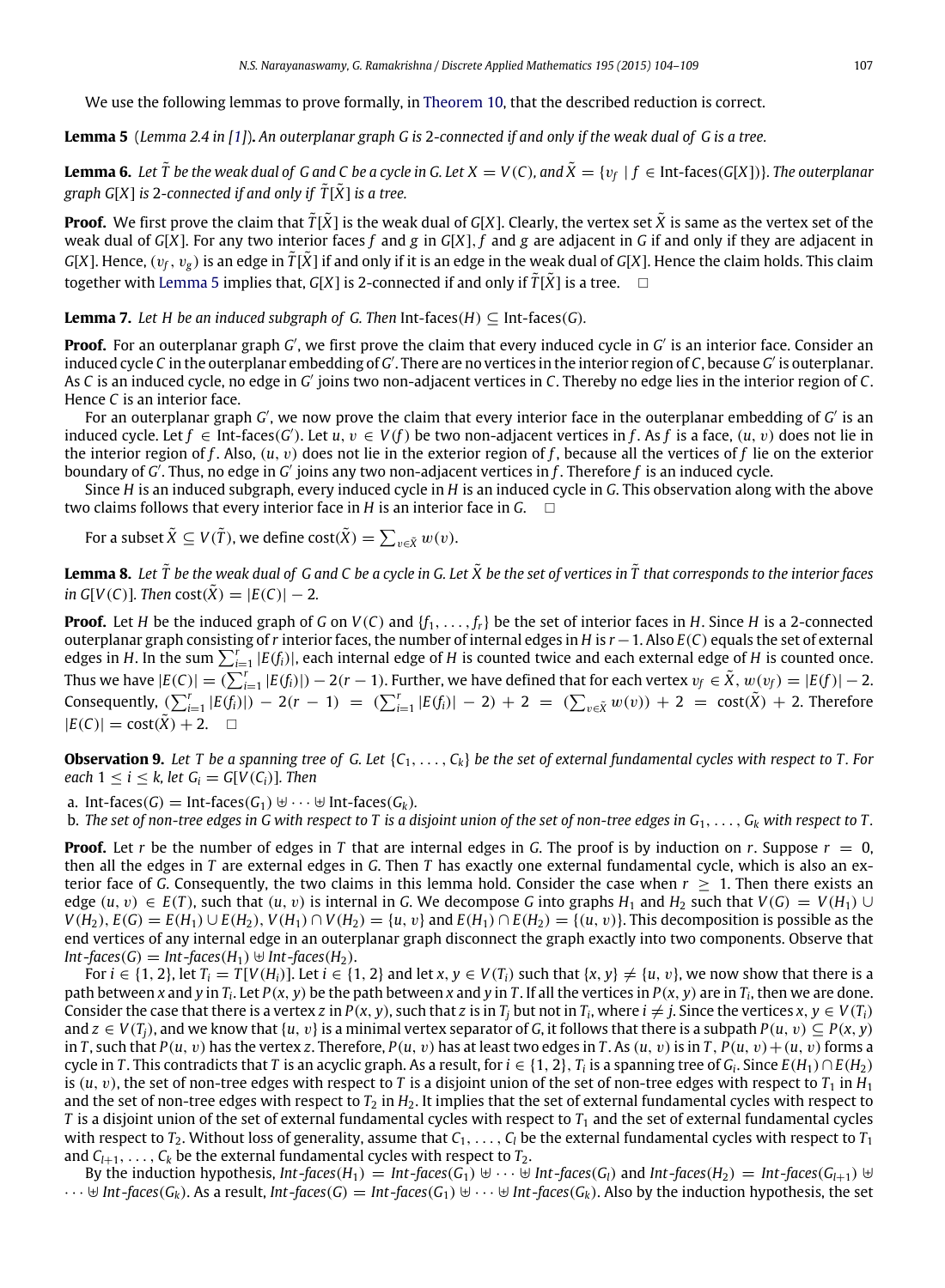We use the following lemmas to prove formally, in Theorem 10, that the described reduction is correct.

**Lemma 5** *(Lemma 2.4 in [1])*. *An outerplanar graph $G$ is 2-connected if and only if the weak dual of $G$ is a tree.*

**Lemma 6.** *Let $\tilde{T}$ be the weak dual of $G$ and $C$ be a cycle in $G$. Let $X = V(C)$, and $\tilde{X} = \{v_f \mid f \in \text{Int-faces}(G[X])\}$. The outerplanar graph $G[X]$ is 2-connected if and only if $\tilde{T}[\tilde{X}]$ is a tree.*

**Proof.** We first prove the claim that $\tilde{T}[\tilde{X}]$ is the weak dual of $G[X]$. Clearly, the vertex set $\tilde{X}$ is same as the vertex set of the weak dual of $G[X]$. For any two interior faces $f$ and $g$ in $G[X]$, $f$ and $g$ are adjacent in $G$ if and only if they are adjacent in $G[X]$. Hence, $(v_f, v_g)$ is an edge in $\tilde{T}[\tilde{X}]$ if and only if it is an edge in the weak dual of $G[X]$. Hence the claim holds. This claim together with Lemma 5 implies that, $G[X]$ is 2-connected if and only if $\tilde{T}[\tilde{X}]$ is a tree. □

**Lemma 7.** *Let $H$ be an induced subgraph of $G$. Then $\text{Int-faces}(H) \subseteq \text{Int-faces}(G)$.*

**Proof.** For an outerplanar graph $G'$, we first prove the claim that every induced cycle in $G'$ is an interior face. Consider an induced cycle $C$ in the outerplanar embedding of $G'$. There are no vertices in the interior region of $C$, because $G'$ is outerplanar. As $C$ is an induced cycle, no edge in $G'$ joins two non-adjacent vertices in $C$. Thereby no edge lies in the interior region of $C$. Hence $C$ is an interior face.

For an outerplanar graph $G'$, we now prove the claim that every interior face in the outerplanar embedding of $G'$ is an induced cycle. Let $f \in \text{Int-faces}(G')$. Let $u, v \in V(f)$ be two non-adjacent vertices in $f$. As $f$ is a face, $(u, v)$ does not lie in the interior region of $f$. Also, $(u, v)$ does not lie in the exterior region of $f$, because all the vertices of $f$ lie on the exterior boundary of $G'$. Thus, no edge in $G'$ joins any two non-adjacent vertices in $f$. Therefore $f$ is an induced cycle.

Since $H$ is an induced subgraph, every induced cycle in $H$ is an induced cycle in $G$. This observation along with the above two claims follows that every interior face in $H$ is an interior face in $G$. □

For a subset $\tilde{X} \subseteq V(\tilde{T})$, we define $\text{cost}(\tilde{X}) = \sum_{v \in \tilde{X}} w(v)$.

**Lemma 8.** *Let $\tilde{T}$ be the weak dual of $G$ and $C$ be a cycle in $G$. Let $\tilde{X}$ be the set of vertices in $\tilde{T}$ that corresponds to the interior faces in $G[V(C)]$. Then $\text{cost}(\tilde{X}) = |E(C)| - 2$.*

**Proof.** Let $H$ be the induced graph of $G$ on $V(C)$ and $\{f_1, \ldots, f_r\}$ be the set of interior faces in $H$. Since $H$ is a 2-connected outerplanar graph consisting of $r$ interior faces, the number of internal edges in $H$ is $r-1$. Also $E(C)$ equals the set of external edges in $H$. In the sum $\sum_{i=1}^{r} |E(f_i)|$, each internal edge of $H$ is counted twice and each external edge of $H$ is counted once. Thus we have $|E(C)| = (\sum_{i=1}^{r} |E(f_i)|) - 2(r-1)$. Further, we have defined that for each vertex $v_f \in \tilde{X}$, $w(v_f) = |E(f)| - 2$. Consequently, $(\sum_{i=1}^{r} |E(f_i)|) - 2(r-1) = (\sum_{i=1}^{r} |E(f_i)| - 2) + 2 = (\sum_{v \in \tilde{X}} w(v)) + 2 = \text{cost}(\tilde{X}) + 2$. Therefore $|E(C)| = \text{cost}(\tilde{X}) + 2$. □

**Observation 9.** *Let $T$ be a spanning tree of $G$. Let $\{C_1, \ldots, C_k\}$ be the set of external fundamental cycles with respect to $T$. For each $1 \leq i \leq k$, let $G_i = G[V(C_i)]$. Then*

a. $\text{Int-faces}(G) = \text{Int-faces}(G_1) \uplus \cdots \uplus \text{Int-faces}(G_k)$.

b. *The set of non-tree edges in $G$ with respect to $T$ is a disjoint union of the set of non-tree edges in $G_1, \ldots, G_k$ with respect to $T$.*

**Proof.** Let $r$ be the number of edges in $T$ that are internal edges in $G$. The proof is by induction on $r$. Suppose $r = 0$, then all the edges in $T$ are external edges in $G$. Then $T$ has exactly one external fundamental cycle, which is also an exterior face of $G$. Consequently, the two claims in this lemma hold. Consider the case when $r \geq 1$. Then there exists an edge $(u, v) \in E(T)$, such that $(u, v)$ is internal in $G$. We decompose $G$ into graphs $H_1$ and $H_2$ such that $V(G) = V(H_1) \cup V(H_2)$, $E(G) = E(H_1) \cup E(H_2)$, $V(H_1) \cap V(H_2) = \{u, v\}$ and $E(H_1) \cap E(H_2) = \{(u, v)\}$. This decomposition is possible as the end vertices of any internal edge in an outerplanar graph disconnect the graph exactly into two components. Observe that *$\text{Int-faces}(G) = \text{Int-faces}(H_1) \uplus \text{Int-faces}(H_2)$*.

For $i \in \{1, 2\}$, let $T_i = T[V(H_i)]$. Let $i \in \{1, 2\}$ and let $x, y \in V(T_i)$ such that $\{x, y\} \neq \{u, v\}$, we now show that there is a path between $x$ and $y$ in $T_i$. Let $P(x, y)$ be the path between $x$ and $y$ in $T$. If all the vertices in $P(x, y)$ are in $T_i$, then we are done. Consider the case that there is a vertex $z$ in $P(x, y)$, such that $z$ is in $T_j$ but not in $T_i$, where $i \neq j$. Since the vertices $x, y \in V(T_i)$ and $z \in V(T_j)$, and we know that $\{u, v\}$ is a minimal vertex separator of $G$, it follows that there is a subpath $P(u, v) \subseteq P(x, y)$ in $T$, such that $P(u, v)$ has the vertex $z$. Therefore, $P(u, v)$ has at least two edges in $T$. As $(u, v)$ is in $T$, $P(u, v) + (u, v)$ forms a cycle in $T$. This contradicts that $T$ is an acyclic graph. As a result, for $i \in \{1, 2\}$, $T_i$ is a spanning tree of $G_i$. Since $E(H_1) \cap E(H_2)$ is $(u, v)$, the set of non-tree edges with respect to $T$ is a disjoint union of the set of non-tree edges with respect to $T_1$ in $H_1$ and the set of non-tree edges with respect to $T_2$ in $H_2$. It implies that the set of external fundamental cycles with respect to $T$ is a disjoint union of the set of external fundamental cycles with respect to $T_1$ and the set of external fundamental cycles with respect to $T_2$. Without loss of generality, assume that $C_1, \ldots, C_l$ be the external fundamental cycles with respect to $T_1$ and $C_{l+1}, \ldots, C_k$ be the external fundamental cycles with respect to $T_2$.

By the induction hypothesis, *$\text{Int-faces}(H_1) = \text{Int-faces}(G_1) \uplus \cdots \uplus \text{Int-faces}(G_l)$* and *$\text{Int-faces}(H_2) = \text{Int-faces}(G_{l+1}) \uplus \cdots \uplus \text{Int-faces}(G_k)$*. As a result, *$\text{Int-faces}(G) = \text{Int-faces}(G_1) \uplus \cdots \uplus \text{Int-faces}(G_k)$*. Also by the induction hypothesis, the set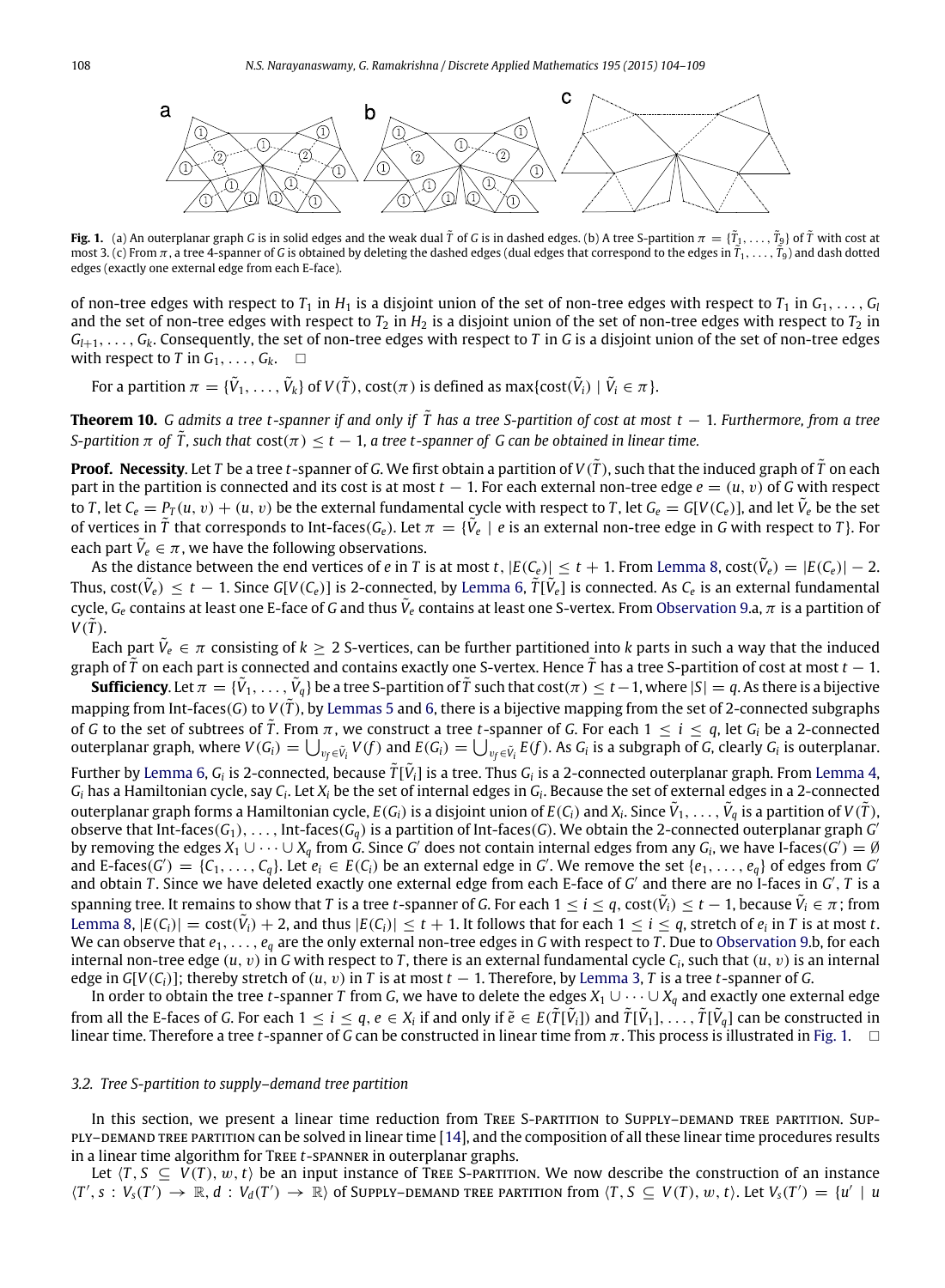**Fig. 1.** (a) An outerplanar graph $G$ is in solid edges and the weak dual $\tilde{T}$ of $G$ is in dashed edges. (b) A tree S-partition $\pi = \{\tilde{T}_1, \ldots, \tilde{T}_9\}$ of $\tilde{T}$ with cost at most 3. (c) From $\pi$, a tree 4-spanner of $G$ is obtained by deleting the dashed edges (dual edges that correspond to the edges in $\tilde{T}_1, \ldots, \tilde{T}_9$) and dash dotted edges (exactly one external edge from each E-face).

of non-tree edges with respect to $T_1$ in $H_1$ is a disjoint union of the set of non-tree edges with respect to $T_1$ in $G_1, \ldots, G_l$ and the set of non-tree edges with respect to $T_2$ in $H_2$ is a disjoint union of the set of non-tree edges with respect to $T_2$ in $G_{l+1}, \ldots, G_k$. Consequently, the set of non-tree edges with respect to $T$ in $G$ is a disjoint union of the set of non-tree edges with respect to $T$ in $G_1, \ldots, G_k$. $\square$

For a partition $\pi = \{\tilde{V}_1, \ldots, \tilde{V}_k\}$ of $V(\tilde{T})$, $\text{cost}(\pi)$ is defined as $\max\{\text{cost}(\tilde{V}_i) \mid \tilde{V}_i \in \pi\}$.

**Theorem 10.** *$G$ admits a tree $t$-spanner if and only if $\tilde{T}$ has a tree S-partition of cost at most $t-1$. Furthermore, from a tree S-partition $\pi$ of $\tilde{T}$, such that $\text{cost}(\pi) \le t-1$, a tree $t$-spanner of $G$ can be obtained in linear time.*

**Proof. Necessity**. Let $T$ be a tree $t$-spanner of $G$. We first obtain a partition of $V(\tilde{T})$, such that the induced graph of $\tilde{T}$ on each part in the partition is connected and its cost is at most $t-1$. For each external non-tree edge $e = (u, v)$ of $G$ with respect to $T$, let $C_e = P_T(u, v) + (u, v)$ be the external fundamental cycle with respect to $T$, let $G_e = G[V(C_e)]$, and let $\tilde{V}_e$ be the set of vertices in $\tilde{T}$ that corresponds to Int-faces($G_e$). Let $\pi = \{\tilde{V}_e \mid e$ is an external non-tree edge in $G$ with respect to $T\}$. For each part $\tilde{V}_e \in \pi$, we have the following observations.

As the distance between the end vertices of $e$ in $T$ is at most $t$, $|E(C_e)| \le t+1$. From Lemma 8, $\text{cost}(\tilde{V}_e) = |E(C_e)| - 2$. Thus, $\text{cost}(\tilde{V}_e) \le t-1$. Since $G[V(C_e)]$ is 2-connected, by Lemma 6, $\tilde{T}[\tilde{V}_e]$ is connected. As $C_e$ is an external fundamental cycle, $G_e$ contains at least one E-face of $G$ and thus $\tilde{V}_e$ contains at least one S-vertex. From Observation 9.a, $\pi$ is a partition of $V(\tilde{T})$.

Each part $\tilde{V}_e \in \pi$ consisting of $k \ge 2$ S-vertices, can be further partitioned into $k$ parts in such a way that the induced graph of $\tilde{T}$ on each part is connected and contains exactly one S-vertex. Hence $\tilde{T}$ has a tree S-partition of cost at most $t-1$.

**Sufficiency**. Let $\pi = \{\tilde{V}_1, \ldots, \tilde{V}_q\}$ be a tree S-partition of $\tilde{T}$ such that $\text{cost}(\pi) \le t-1$, where $|S| = q$. As there is a bijective mapping from Int-faces($G$) to $V(\tilde{T})$, by Lemmas 5 and 6, there is a bijective mapping from the set of 2-connected subgraphs of $G$ to the set of subtrees of $\tilde{T}$. From $\pi$, we construct a tree $t$-spanner of $G$. For each $1 \le i \le q$, let $G_i$ be a 2-connected outerplanar graph, where $V(G_i) = \bigcup_{v_f \in \tilde{V}_i} V(f)$ and $E(G_i) = \bigcup_{v_f \in \tilde{V}_i} E(f)$. As $G_i$ is a subgraph of $G$, clearly $G_i$ is outerplanar. Further by Lemma 6, $G_i$ is 2-connected, because $\tilde{T}[\tilde{V}_i]$ is a tree. Thus $G_i$ is a 2-connected outerplanar graph. From Lemma 4, $G_i$ has a Hamiltonian cycle, say $C_i$. Let $X_i$ be the set of internal edges in $G_i$. Because the set of external edges in a 2-connected outerplanar graph forms a Hamiltonian cycle, $E(G_i)$ is a disjoint union of $E(C_i)$ and $X_i$. Since $\tilde{V}_1, \ldots, \tilde{V}_q$ is a partition of $V(\tilde{T})$, observe that Int-faces($G_1$), $\ldots$, Int-faces($G_q$) is a partition of Int-faces($G$). We obtain the 2-connected outerplanar graph $G'$ by removing the edges $X_1 \cup \cdots \cup X_q$ from $G$. Since $G'$ does not contain internal edges from any $G_i$, we have I-faces($G'$) $= \emptyset$ and E-faces($G'$) $= \{C_1, \ldots, C_q\}$. Let $e_i \in E(C_i)$ be an external edge in $G'$. We remove the set $\{e_1, \ldots, e_q\}$ of edges from $G'$ and obtain $T$. Since we have deleted exactly one external edge from each E-face of $G'$ and there are no I-faces in $G'$, $T$ is a spanning tree. It remains to show that $T$ is a tree $t$-spanner of $G$. For each $1 \le i \le q$, $\text{cost}(\tilde{V}_i) \le t-1$, because $\tilde{V}_i \in \pi$; from Lemma 8, $|E(C_i)| = \text{cost}(\tilde{V}_i) + 2$, and thus $|E(C_i)| \le t+1$. It follows that for each $1 \le i \le q$, stretch of $e_i$ in $T$ is at most $t$. We can observe that $e_1, \ldots, e_q$ are the only external non-tree edges in $G$ with respect to $T$. Due to Observation 9.b, for each internal non-tree edge $(u, v)$ in $G$ with respect to $T$, there is an external fundamental cycle $C_i$, such that $(u, v)$ is an internal edge in $G[V(C_i)]$; thereby stretch of $(u, v)$ in $T$ is at most $t-1$. Therefore, by Lemma 3, $T$ is a tree $t$-spanner of $G$.

In order to obtain the tree $t$-spanner $T$ from $G$, we have to delete the edges $X_1 \cup \cdots \cup X_q$ and exactly one external edge from all the E-faces of $G$. For each $1 \le i \le q$, $e \in X_i$ if and only if $\tilde{e} \in E(\tilde{T}[\tilde{V}_i])$ and $\tilde{T}[\tilde{V}_1], \ldots, \tilde{T}[\tilde{V}_q]$ can be constructed in linear time. Therefore a tree $t$-spanner of $G$ can be constructed in linear time from $\pi$. This process is illustrated in Fig. 1. $\square$

### 3.2. Tree S-partition to supply–demand tree partition

In this section, we present a linear time reduction from Tree S-partition to Supply–demand tree partition. Supply–demand tree partition can be solved in linear time [14], and the composition of all these linear time procedures results in a linear time algorithm for Tree $t$-spanner in outerplanar graphs.

Let $\langle T, S \subseteq V(T), w, t\rangle$ be an input instance of Tree S-partition. We now describe the construction of an instance $\langle T', s : V_s(T') \to \mathbb{R}, d : V_d(T') \to \mathbb{R}\rangle$ of Supply–demand tree partition from $\langle T, S \subseteq V(T), w, t\rangle$. Let $V_s(T') = \{u' \mid u$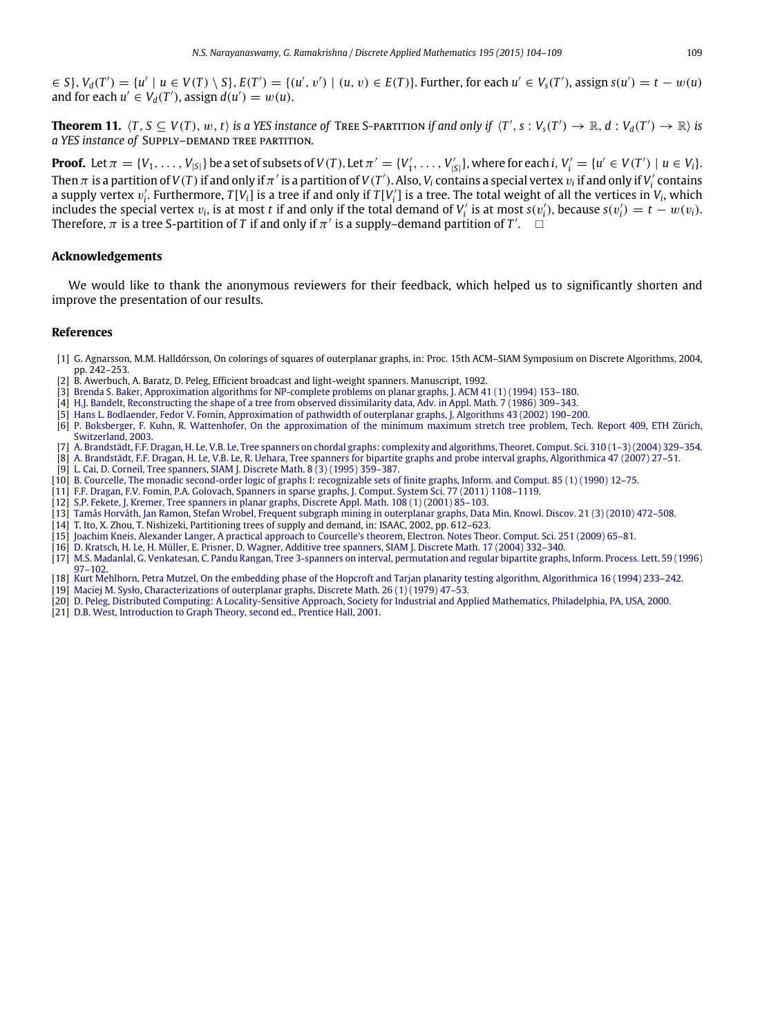$\in S\}$, $V_d(T') = \{u' \mid u \in V(T) \setminus S\}$, $E(T') = \{(u', v') \mid (u, v) \in E(T)\}$. Further, for each $u' \in V_s(T')$, assign $s(u') = t - w(u)$ and for each $u' \in V_d(T')$, assign $d(u') = w(u)$.

**Theorem 11.** *$\langle T, S \subseteq V(T), w, t\rangle$ is a YES instance of* Tree S-partition *if and only if $\langle T', s : V_s(T') \to \mathbb{R}, d : V_d(T') \to \mathbb{R}\rangle$ is a YES instance of* Supply–demand tree partition*.*

**Proof.** Let $\pi = \{V_1, \ldots, V_{|S|}\}$ be a set of subsets of $V(T)$. Let $\pi' = \{V'_1, \ldots, V'_{|S|}\}$, where for each $i$, $V'_i = \{u' \in V(T') \mid u \in V_i\}$. Then $\pi$ is a partition of $V(T)$ if and only if $\pi'$ is a partition of $V(T')$. Also, $V_i$ contains a special vertex $v_i$ if and only if $V'_i$ contains a supply vertex $v'_i$. Furthermore, $T[V_i]$ is a tree if and only if $T[V'_i]$ is a tree. The total weight of all the vertices in $V_i$, which includes the special vertex $v_i$, is at most $t$ if and only if the total demand of $V'_i$ is at most $s(v'_i)$, because $s(v'_i) = t - w(v_i)$. Therefore, $\pi$ is a tree S-partition of $T$ if and only if $\pi'$ is a supply–demand partition of $T'$. □

## Acknowledgements

We would like to thank the anonymous reviewers for their feedback, which helped us to significantly shorten and improve the presentation of our results.

## References

[1] G. Agnarsson, M.M. Halldórsson, On colorings of squares of outerplanar graphs, in: Proc. 15th ACM–SIAM Symposium on Discrete Algorithms, 2004, pp. 242–253.
[2] B. Awerbuch, A. Baratz, D. Peleg, Efficient broadcast and light-weight spanners. Manuscript, 1992.
[3] Brenda S. Baker, Approximation algorithms for NP-complete problems on planar graphs, J. ACM 41 (1) (1994) 153–180.
[4] H.J. Bandelt, Reconstructing the shape of a tree from observed dissimilarity data, Adv. in Appl. Math. 7 (1986) 309–343.
[5] Hans L. Bodlaender, Fedor V. Fomin, Approximation of pathwidth of outerplanar graphs, J. Algorithms 43 (2002) 190–200.
[6] P. Boksberger, F. Kuhn, R. Wattenhofer, On the approximation of the minimum maximum stretch tree problem, Tech. Report 409, ETH Zürich, Switzerland, 2003.
[7] A. Brandstädt, F.F. Dragan, H. Le, V.B. Le, Tree spanners on chordal graphs: complexity and algorithms, Theoret. Comput. Sci. 310 (1–3) (2004) 329–354.
[8] A. Brandstädt, F.F. Dragan, H. Le, V.B. Le, R. Uehara, Tree spanners for bipartite graphs and probe interval graphs, Algorithmica 47 (2007) 27–51.
[9] L. Cai, D. Corneil, Tree spanners, SIAM J. Discrete Math. 8 (3) (1995) 359–387.
[10] B. Courcelle, The monadic second-order logic of graphs I: recognizable sets of finite graphs, Inform. and Comput. 85 (1) (1990) 12–75.
[11] F.F. Dragan, F.V. Fomin, P.A. Golovach, Spanners in sparse graphs, J. Comput. System Sci. 77 (2011) 1108–1119.
[12] S.P. Fekete, J. Kremer, Tree spanners in planar graphs, Discrete Appl. Math. 108 (1) (2001) 85–103.
[13] Tamás Horváth, Jan Ramon, Stefan Wrobel, Frequent subgraph mining in outerplanar graphs, Data Min. Knowl. Discov. 21 (3) (2010) 472–508.
[14] T. Ito, X. Zhou, T. Nishizeki, Partitioning trees of supply and demand, in: ISAAC, 2002, pp. 612–623.
[15] Joachim Kneis, Alexander Langer, A practical approach to Courcelle's theorem, Electron. Notes Theor. Comput. Sci. 251 (2009) 65–81.
[16] D. Kratsch, H. Le, H. Müller, E. Prisner, D. Wagner, Additive tree spanners, SIAM J. Discrete Math. 17 (2004) 332–340.
[17] M.S. Madanlal, G. Venkatesan, C. Pandu Rangan, Tree 3-spanners on interval, permutation and regular bipartite graphs, Inform. Process. Lett. 59 (1996) 97–102.
[18] Kurt Mehlhorn, Petra Mutzel, On the embedding phase of the Hopcroft and Tarjan planarity testing algorithm, Algorithmica 16 (1994) 233–242.
[19] Maciej M. Sysło, Characterizations of outerplanar graphs, Discrete Math. 26 (1) (1979) 47–53.
[20] D. Peleg, Distributed Computing: A Locality-Sensitive Approach, Society for Industrial and Applied Mathematics, Philadelphia, PA, USA, 2000.
[21] D.B. West, Introduction to Graph Theory, second ed., Prentice Hall, 2001.